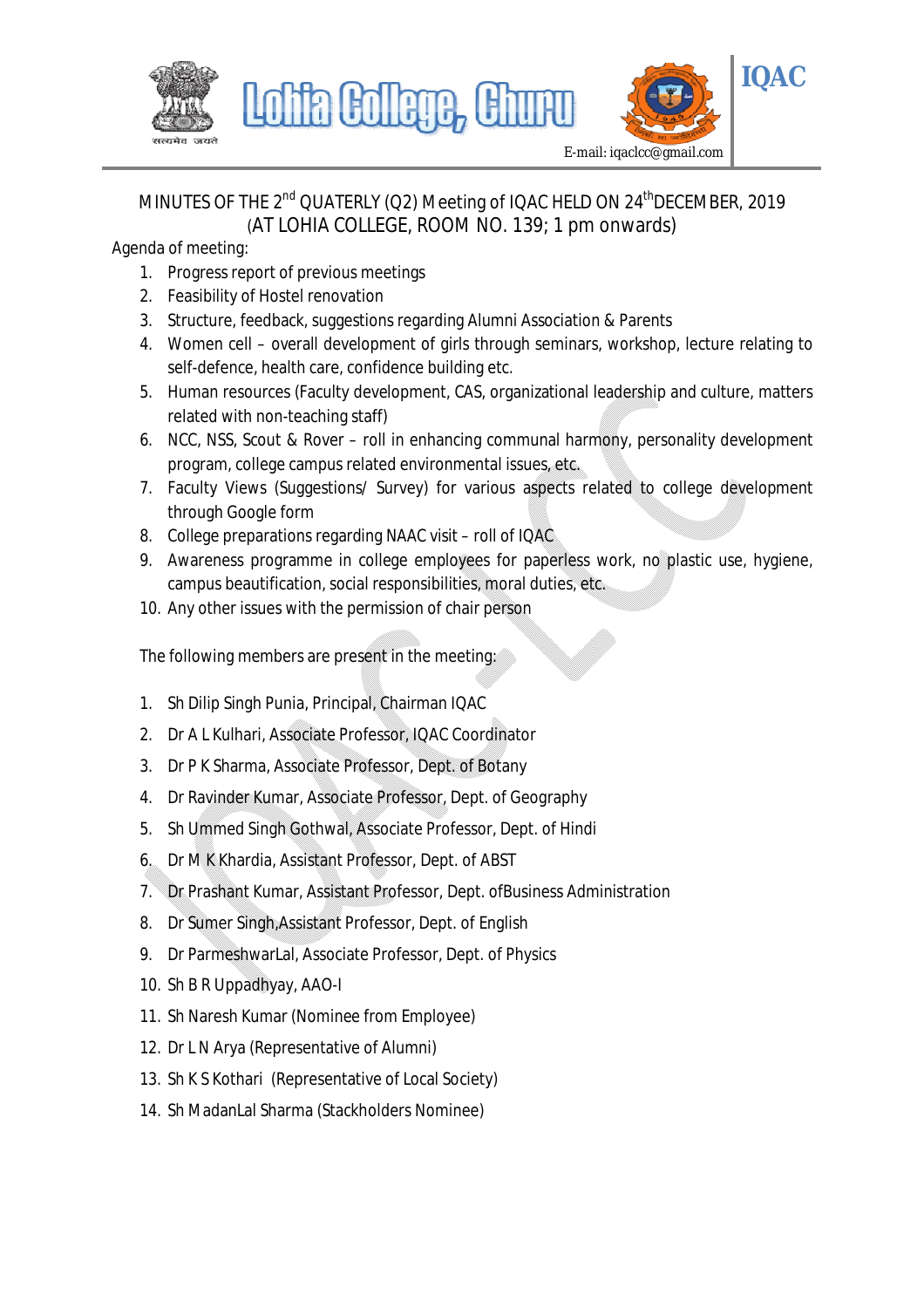Lohia College, Churu

IQAC

E-mail: iqaclcc@gmail.com

# MINUTES OF THE 2nd QUATERLY (Q2) Meeting of IQAC HELD ON 24th DECEMBER, 2019

## (AT LOHIA COLLEGE, ROOM NO. 139; 1 pm onwards)

Agenda of meeting:

1. Progress report of previous meetings
2. Feasibility of Hostel renovation
3. Structure, feedback, suggestions regarding Alumni Association & Parents
4. Women cell – overall development of girls through seminars, workshop, lecture relating to self-defence, health care, confidence building etc.
5. Human resources (Faculty development, CAS, organizational leadership and culture, matters related with non-teaching staff)
6. NCC, NSS, Scout & Rover – roll in enhancing communal harmony, personality development program, college campus related environmental issues, etc.
7. Faculty Views (Suggestions/ Survey) for various aspects related to college development through Google form
8. College preparations regarding NAAC visit – roll of IQAC
9. Awareness programme in college employees for paperless work, no plastic use, hygiene, campus beautification, social responsibilities, moral duties, etc.
10. Any other issues with the permission of chair person

The following members are present in the meeting:

1. Sh Dilip Singh Punia, Principal, Chairman IQAC
2. Dr A L Kulhari, Associate Professor, IQAC Coordinator
3. Dr P K Sharma, Associate Professor, Dept. of Botany
4. Dr Ravinder Kumar, Associate Professor, Dept. of Geography
5. Sh Ummed Singh Gothwal, Associate Professor, Dept. of Hindi
6. Dr M K Khardia, Assistant Professor, Dept. of ABST
7. Dr Prashant Kumar, Assistant Professor, Dept. ofBusiness Administration
8. Dr Sumer Singh,Assistant Professor, Dept. of English
9. Dr ParmeshwarLal, Associate Professor, Dept. of Physics
10. Sh B R Uppadhyay, AAO-I
11. Sh Naresh Kumar (Nominee from Employee)
12. Dr L N Arya (Representative of Alumni)
13. Sh K S Kothari (Representative of Local Society)
14. Sh MadanLal Sharma (Stackholders Nominee)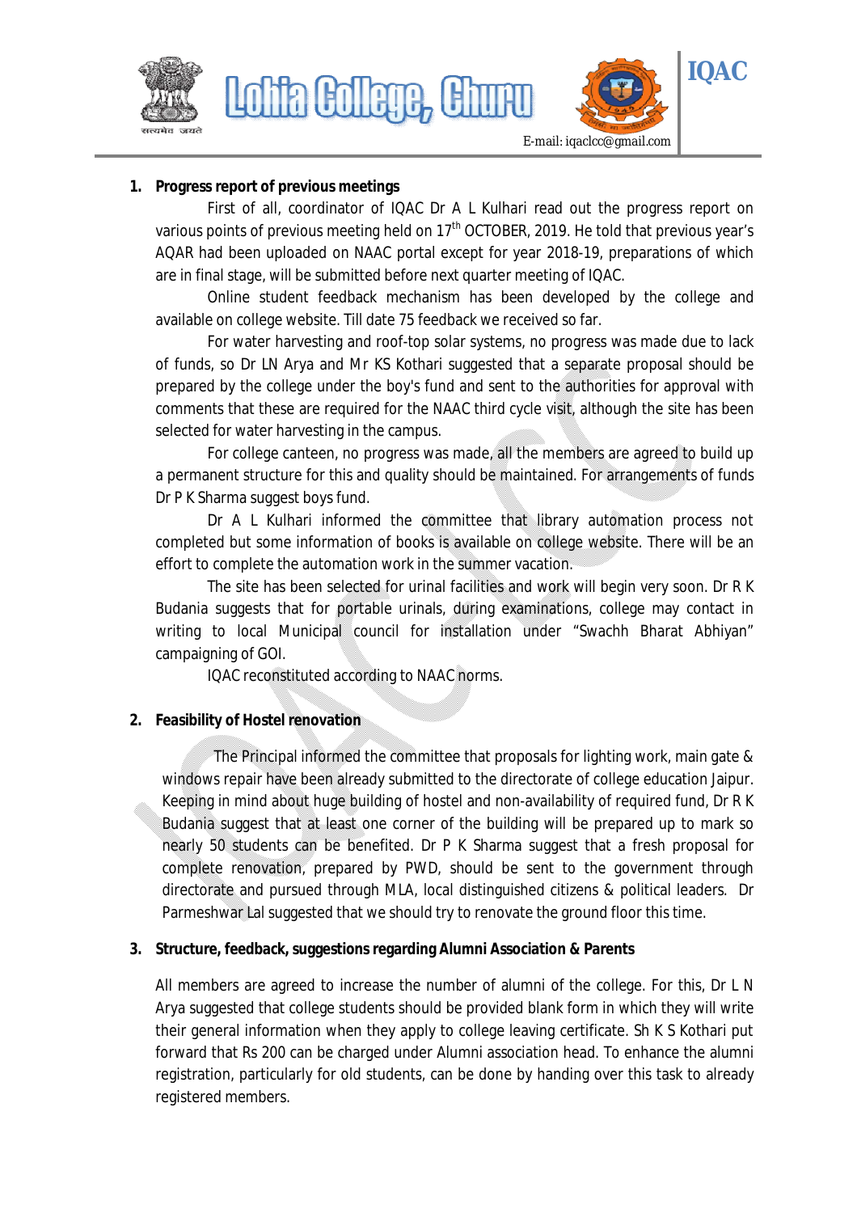1. **Progress report of previous meetings**

First of all, coordinator of IQAC Dr A L Kulhari read out the progress report on various points of previous meeting held on 17th OCTOBER, 2019. He told that previous year's AQAR had been uploaded on NAAC portal except for year 2018-19, preparations of which are in final stage, will be submitted before next quarter meeting of IQAC.

Online student feedback mechanism has been developed by the college and available on college website. Till date 75 feedback we received so far.

For water harvesting and roof-top solar systems, no progress was made due to lack of funds, so Dr LN Arya and Mr KS Kothari suggested that a separate proposal should be prepared by the college under the boy's fund and sent to the authorities for approval with comments that these are required for the NAAC third cycle visit, although the site has been selected for water harvesting in the campus.

For college canteen, no progress was made, all the members are agreed to build up a permanent structure for this and quality should be maintained. For arrangements of funds Dr P K Sharma suggest boys fund.

Dr A L Kulhari informed the committee that library automation process not completed but some information of books is available on college website. There will be an effort to complete the automation work in the summer vacation.

The site has been selected for urinal facilities and work will begin very soon. Dr R K Budania suggests that for portable urinals, during examinations, college may contact in writing to local Municipal council for installation under "Swachh Bharat Abhiyan" campaigning of GOI.

IQAC reconstituted according to NAAC norms.

2. **Feasibility of Hostel renovation**

The Principal informed the committee that proposals for lighting work, main gate & windows repair have been already submitted to the directorate of college education Jaipur. Keeping in mind about huge building of hostel and non-availability of required fund, Dr R K Budania suggest that at least one corner of the building will be prepared up to mark so nearly 50 students can be benefited. Dr P K Sharma suggest that a fresh proposal for complete renovation, prepared by PWD, should be sent to the government through directorate and pursued through MLA, local distinguished citizens & political leaders. Dr Parmeshwar Lal suggested that we should try to renovate the ground floor this time.

3. **Structure, feedback, suggestions regarding Alumni Association & Parents**

All members are agreed to increase the number of alumni of the college. For this, Dr L N Arya suggested that college students should be provided blank form in which they will write their general information when they apply to college leaving certificate. Sh K S Kothari put forward that Rs 200 can be charged under Alumni association head. To enhance the alumni registration, particularly for old students, can be done by handing over this task to already registered members.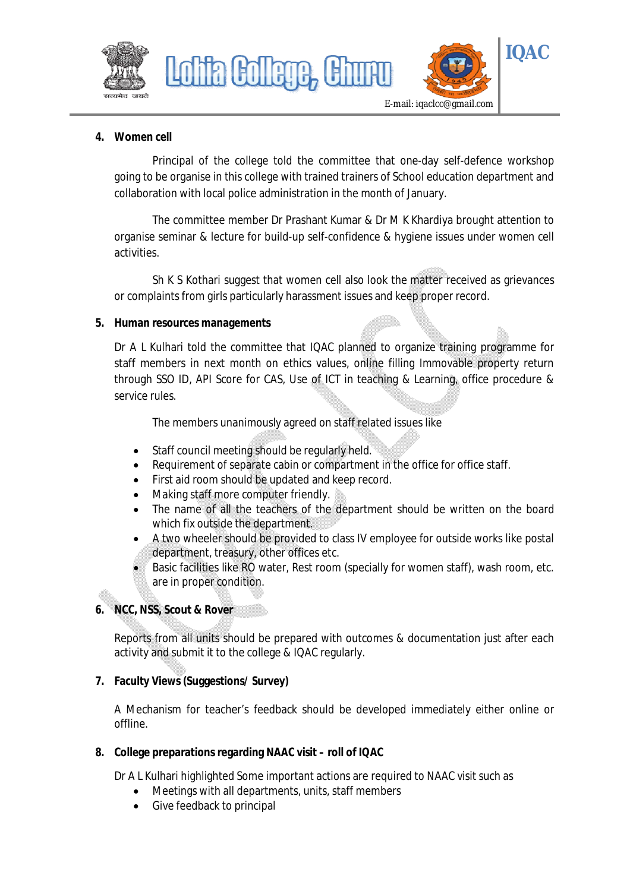4. **Women cell**

Principal of the college told the committee that one-day self-defence workshop going to be organise in this college with trained trainers of School education department and collaboration with local police administration in the month of January.

The committee member Dr Prashant Kumar & Dr M K Khardiya brought attention to organise seminar & lecture for build-up self-confidence & hygiene issues under women cell activities.

Sh K S Kothari suggest that women cell also look the matter received as grievances or complaints from girls particularly harassment issues and keep proper record.

5. **Human resources managements**

Dr A L Kulhari told the committee that IQAC planned to organize training programme for staff members in next month on ethics values, online filling Immovable property return through SSO ID, API Score for CAS, Use of ICT in teaching & Learning, office procedure & service rules.

The members unanimously agreed on staff related issues like

- Staff council meeting should be regularly held.
- Requirement of separate cabin or compartment in the office for office staff.
- First aid room should be updated and keep record.
- Making staff more computer friendly.
- The name of all the teachers of the department should be written on the board which fix outside the department.
- A two wheeler should be provided to class IV employee for outside works like postal department, treasury, other offices etc.
- Basic facilities like RO water, Rest room (specially for women staff), wash room, etc. are in proper condition.

6. **NCC, NSS, Scout & Rover**

Reports from all units should be prepared with outcomes & documentation just after each activity and submit it to the college & IQAC regularly.

7. **Faculty Views (Suggestions/ Survey)**

A Mechanism for teacher's feedback should be developed immediately either online or offline.

8. **College preparations regarding NAAC visit – roll of IQAC**

Dr A L Kulhari highlighted Some important actions are required to NAAC visit such as

- Meetings with all departments, units, staff members
- Give feedback to principal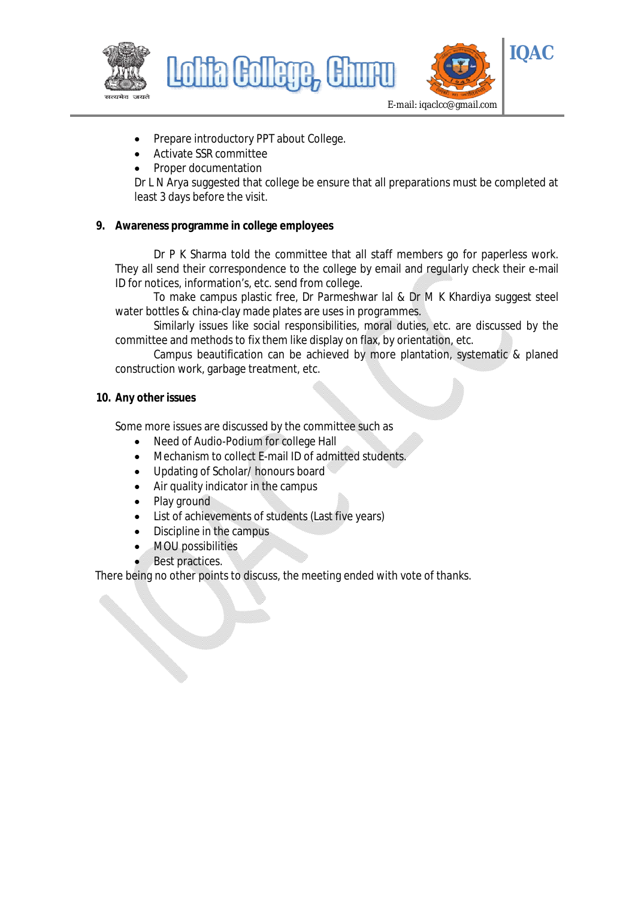- Prepare introductory PPT about College.
- Activate SSR committee
- Proper documentation

Dr L N Arya suggested that college be ensure that all preparations must be completed at least 3 days before the visit.

**9. Awareness programme in college employees**

Dr P K Sharma told the committee that all staff members go for paperless work. They all send their correspondence to the college by email and regularly check their e-mail ID for notices, information's, etc. send from college.

To make campus plastic free, Dr Parmeshwar lal & Dr M K Khardiya suggest steel water bottles & china-clay made plates are uses in programmes.

Similarly issues like social responsibilities, moral duties, etc. are discussed by the committee and methods to fix them like display on flax, by orientation, etc.

Campus beautification can be achieved by more plantation, systematic & planed construction work, garbage treatment, etc.

**10. Any other issues**

Some more issues are discussed by the committee such as

- Need of Audio-Podium for college Hall
- Mechanism to collect E-mail ID of admitted students.
- Updating of Scholar/ honours board
- Air quality indicator in the campus
- Play ground
- List of achievements of students (Last five years)
- Discipline in the campus
- MOU possibilities
- Best practices.

There being no other points to discuss, the meeting ended with vote of thanks.